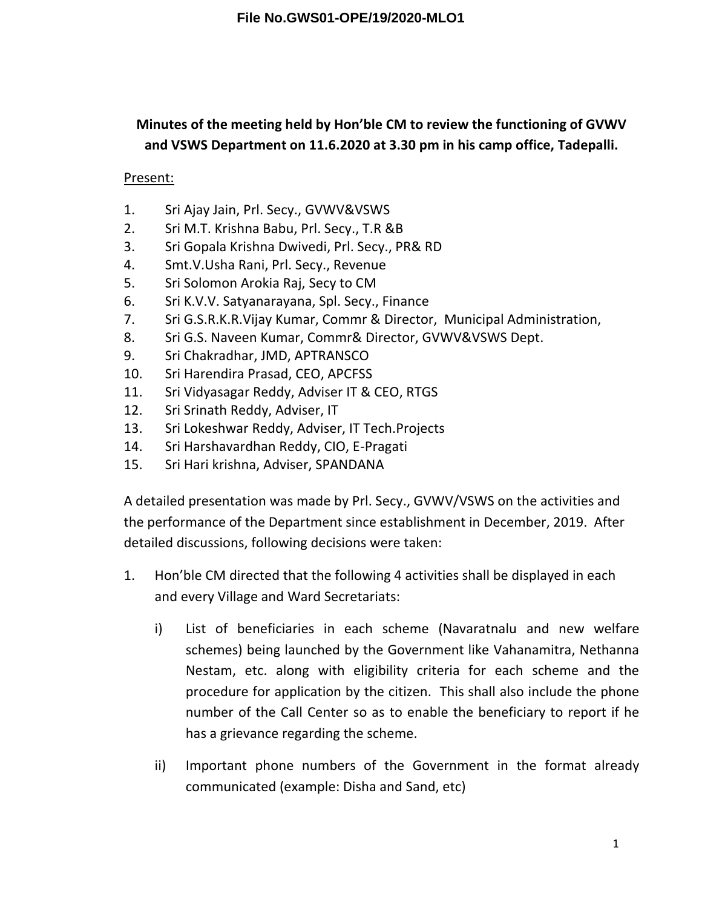File No.GWS01-OPE/19/2020-MLO1

**Minutes of the meeting held by Hon'ble CM to review the functioning of GVWV and VSWS Department on 11.6.2020 at 3.30 pm in his camp office, Tadepalli.**

Present:

1. Sri Ajay Jain, Prl. Secy., GVWV&VSWS
2. Sri M.T. Krishna Babu, Prl. Secy., T.R &B
3. Sri Gopala Krishna Dwivedi, Prl. Secy., PR& RD
4. Smt.V.Usha Rani, Prl. Secy., Revenue
5. Sri Solomon Arokia Raj, Secy to CM
6. Sri K.V.V. Satyanarayana, Spl. Secy., Finance
7. Sri G.S.R.K.R.Vijay Kumar, Commr & Director, Municipal Administration,
8. Sri G.S. Naveen Kumar, Commr& Director, GVWV&VSWS Dept.
9. Sri Chakradhar, JMD, APTRANSCO
10. Sri Harendira Prasad, CEO, APCFSS
11. Sri Vidyasagar Reddy, Adviser IT & CEO, RTGS
12. Sri Srinath Reddy, Adviser, IT
13. Sri Lokeshwar Reddy, Adviser, IT Tech.Projects
14. Sri Harshavardhan Reddy, CIO, E-Pragati
15. Sri Hari krishna, Adviser, SPANDANA

A detailed presentation was made by Prl. Secy., GVWV/VSWS on the activities and the performance of the Department since establishment in December, 2019. After detailed discussions, following decisions were taken:

1. Hon'ble CM directed that the following 4 activities shall be displayed in each and every Village and Ward Secretariats:

   i) List of beneficiaries in each scheme (Navaratnalu and new welfare schemes) being launched by the Government like Vahanamitra, Nethanna Nestam, etc. along with eligibility criteria for each scheme and the procedure for application by the citizen. This shall also include the phone number of the Call Center so as to enable the beneficiary to report if he has a grievance regarding the scheme.

   ii) Important phone numbers of the Government in the format already communicated (example: Disha and Sand, etc)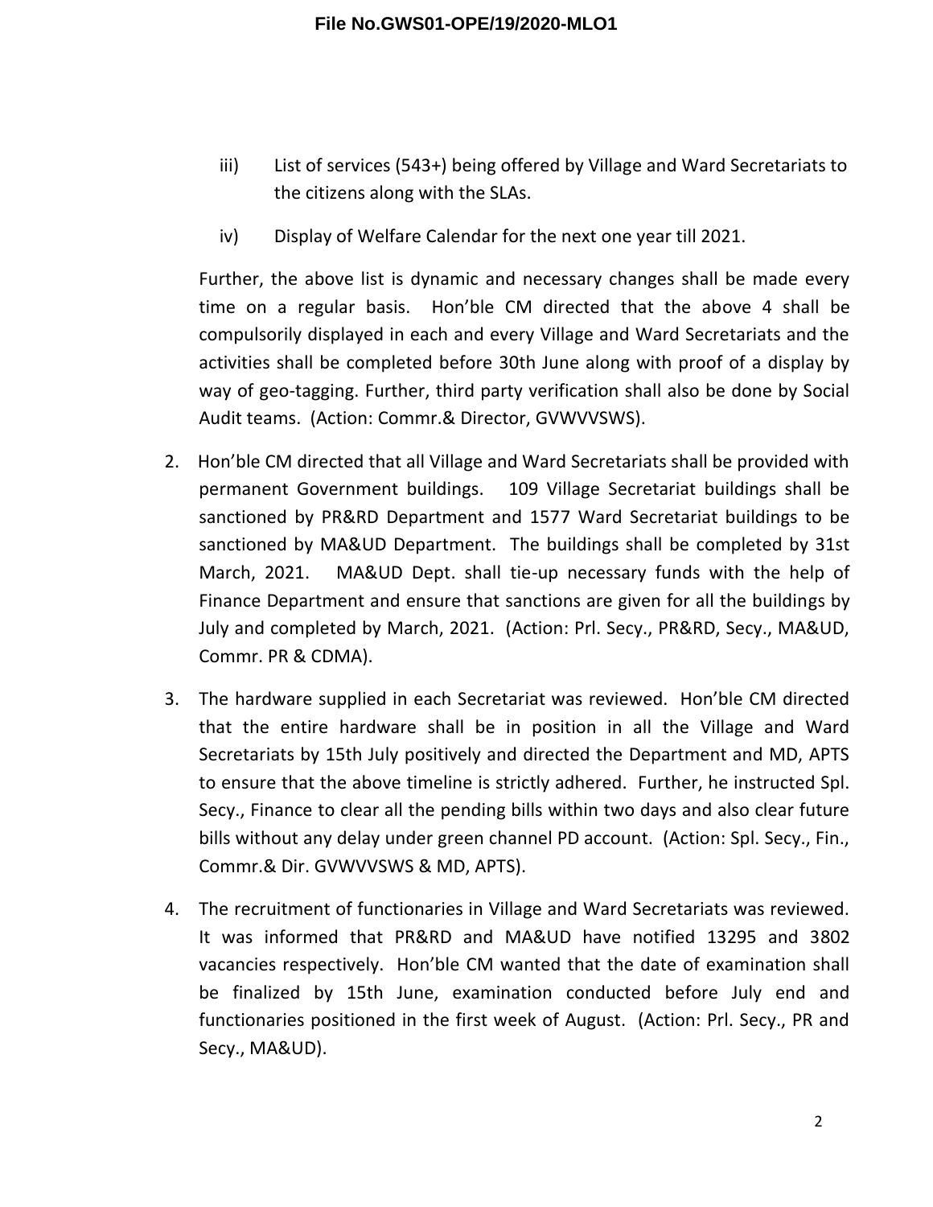iii) List of services (543+) being offered by Village and Ward Secretariats to the citizens along with the SLAs.

iv) Display of Welfare Calendar for the next one year till 2021.

Further, the above list is dynamic and necessary changes shall be made every time on a regular basis. Hon'ble CM directed that the above 4 shall be compulsorily displayed in each and every Village and Ward Secretariats and the activities shall be completed before 30th June along with proof of a display by way of geo-tagging. Further, third party verification shall also be done by Social Audit teams. (Action: Commr.& Director, GVWVVSWS).

2. Hon'ble CM directed that all Village and Ward Secretariats shall be provided with permanent Government buildings. 109 Village Secretariat buildings shall be sanctioned by PR&RD Department and 1577 Ward Secretariat buildings to be sanctioned by MA&UD Department. The buildings shall be completed by 31st March, 2021. MA&UD Dept. shall tie-up necessary funds with the help of Finance Department and ensure that sanctions are given for all the buildings by July and completed by March, 2021. (Action: Prl. Secy., PR&RD, Secy., MA&UD, Commr. PR & CDMA).

3. The hardware supplied in each Secretariat was reviewed. Hon'ble CM directed that the entire hardware shall be in position in all the Village and Ward Secretariats by 15th July positively and directed the Department and MD, APTS to ensure that the above timeline is strictly adhered. Further, he instructed Spl. Secy., Finance to clear all the pending bills within two days and also clear future bills without any delay under green channel PD account. (Action: Spl. Secy., Fin., Commr.& Dir. GVWVVSWS & MD, APTS).

4. The recruitment of functionaries in Village and Ward Secretariats was reviewed. It was informed that PR&RD and MA&UD have notified 13295 and 3802 vacancies respectively. Hon'ble CM wanted that the date of examination shall be finalized by 15th June, examination conducted before July end and functionaries positioned in the first week of August. (Action: Prl. Secy., PR and Secy., MA&UD).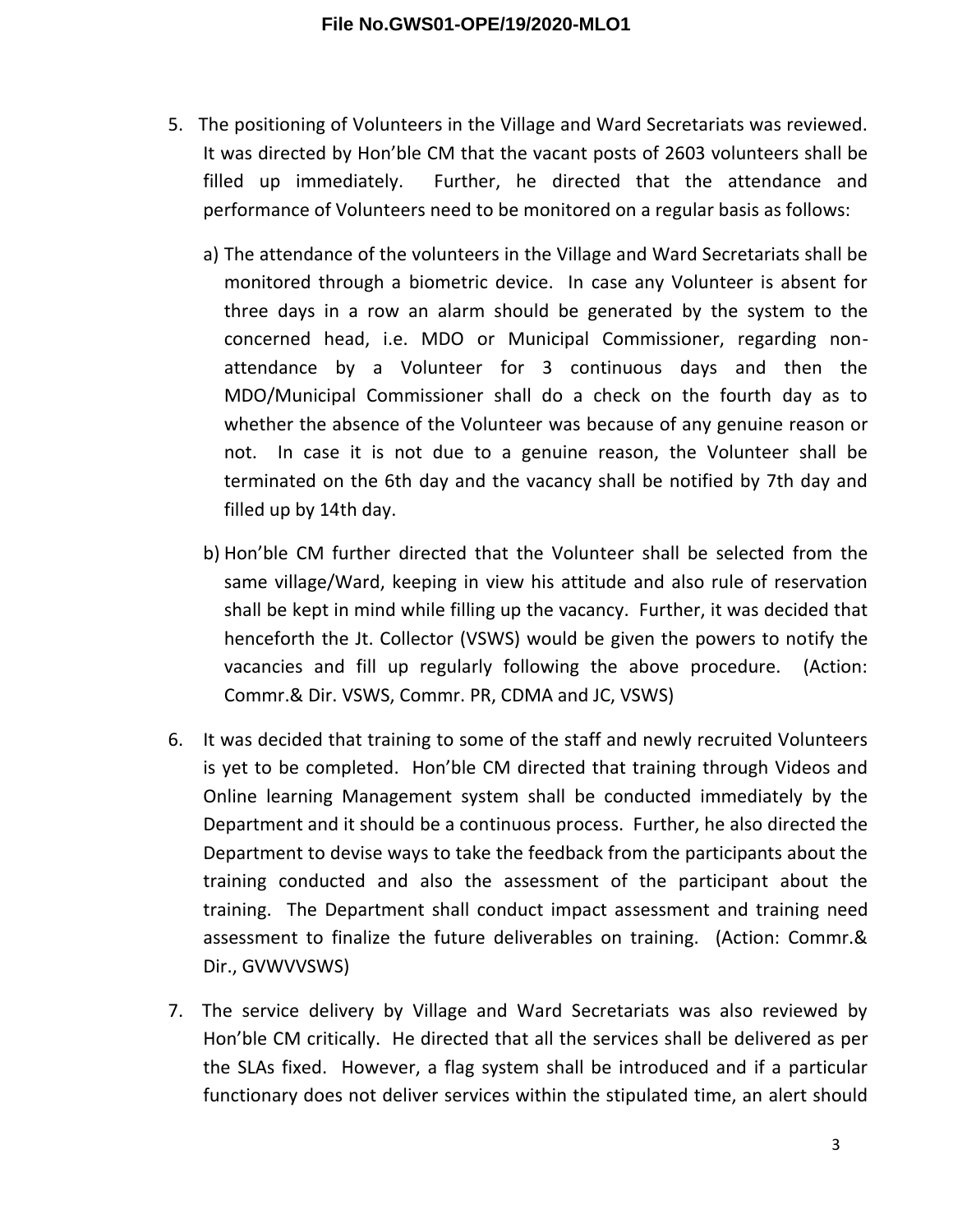5. The positioning of Volunteers in the Village and Ward Secretariats was reviewed. It was directed by Hon'ble CM that the vacant posts of 2603 volunteers shall be filled up immediately. Further, he directed that the attendance and performance of Volunteers need to be monitored on a regular basis as follows:

   a) The attendance of the volunteers in the Village and Ward Secretariats shall be monitored through a biometric device. In case any Volunteer is absent for three days in a row an alarm should be generated by the system to the concerned head, i.e. MDO or Municipal Commissioner, regarding non-attendance by a Volunteer for 3 continuous days and then the MDO/Municipal Commissioner shall do a check on the fourth day as to whether the absence of the Volunteer was because of any genuine reason or not. In case it is not due to a genuine reason, the Volunteer shall be terminated on the 6th day and the vacancy shall be notified by 7th day and filled up by 14th day.

   b) Hon'ble CM further directed that the Volunteer shall be selected from the same village/Ward, keeping in view his attitude and also rule of reservation shall be kept in mind while filling up the vacancy. Further, it was decided that henceforth the Jt. Collector (VSWS) would be given the powers to notify the vacancies and fill up regularly following the above procedure. (Action: Commr.& Dir. VSWS, Commr. PR, CDMA and JC, VSWS)

6. It was decided that training to some of the staff and newly recruited Volunteers is yet to be completed. Hon'ble CM directed that training through Videos and Online learning Management system shall be conducted immediately by the Department and it should be a continuous process. Further, he also directed the Department to devise ways to take the feedback from the participants about the training conducted and also the assessment of the participant about the training. The Department shall conduct impact assessment and training need assessment to finalize the future deliverables on training. (Action: Commr.& Dir., GVWVVSWS)

7. The service delivery by Village and Ward Secretariats was also reviewed by Hon'ble CM critically. He directed that all the services shall be delivered as per the SLAs fixed. However, a flag system shall be introduced and if a particular functionary does not deliver services within the stipulated time, an alert should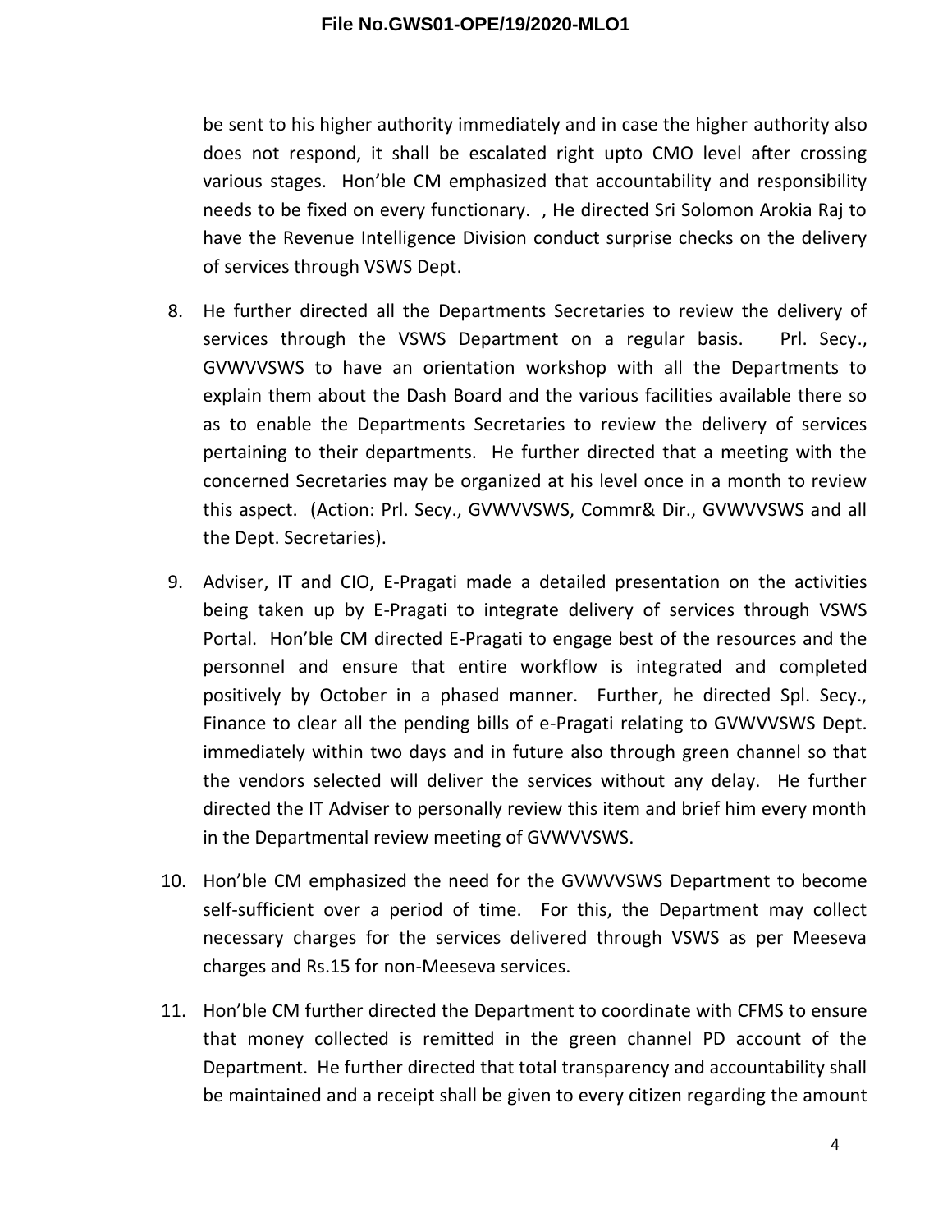be sent to his higher authority immediately and in case the higher authority also does not respond, it shall be escalated right upto CMO level after crossing various stages. Hon'ble CM emphasized that accountability and responsibility needs to be fixed on every functionary. , He directed Sri Solomon Arokia Raj to have the Revenue Intelligence Division conduct surprise checks on the delivery of services through VSWS Dept.

8. He further directed all the Departments Secretaries to review the delivery of services through the VSWS Department on a regular basis. Prl. Secy., GVWVVSWS to have an orientation workshop with all the Departments to explain them about the Dash Board and the various facilities available there so as to enable the Departments Secretaries to review the delivery of services pertaining to their departments. He further directed that a meeting with the concerned Secretaries may be organized at his level once in a month to review this aspect. (Action: Prl. Secy., GVWVVSWS, Commr& Dir., GVWVVSWS and all the Dept. Secretaries).

9. Adviser, IT and CIO, E-Pragati made a detailed presentation on the activities being taken up by E-Pragati to integrate delivery of services through VSWS Portal. Hon'ble CM directed E-Pragati to engage best of the resources and the personnel and ensure that entire workflow is integrated and completed positively by October in a phased manner. Further, he directed Spl. Secy., Finance to clear all the pending bills of e-Pragati relating to GVWVVSWS Dept. immediately within two days and in future also through green channel so that the vendors selected will deliver the services without any delay. He further directed the IT Adviser to personally review this item and brief him every month in the Departmental review meeting of GVWVVSWS.

10. Hon'ble CM emphasized the need for the GVWVVSWS Department to become self-sufficient over a period of time. For this, the Department may collect necessary charges for the services delivered through VSWS as per Meeseva charges and Rs.15 for non-Meeseva services.

11. Hon'ble CM further directed the Department to coordinate with CFMS to ensure that money collected is remitted in the green channel PD account of the Department. He further directed that total transparency and accountability shall be maintained and a receipt shall be given to every citizen regarding the amount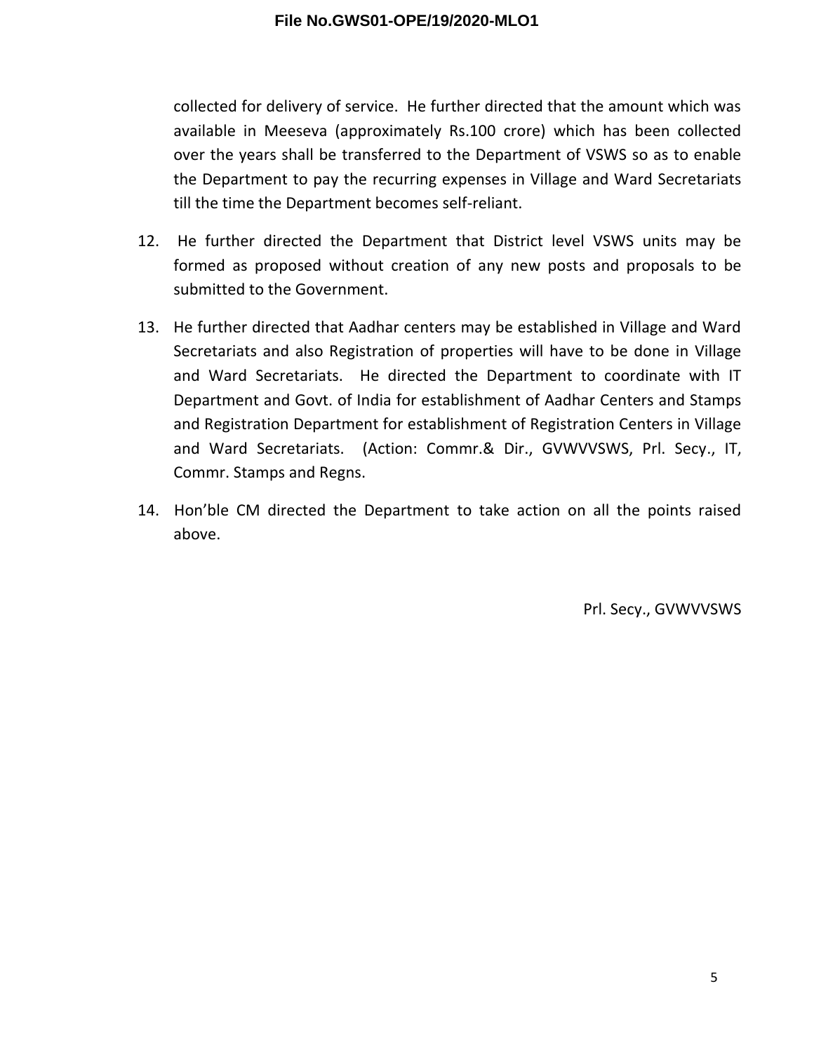collected for delivery of service. He further directed that the amount which was available in Meeseva (approximately Rs.100 crore) which has been collected over the years shall be transferred to the Department of VSWS so as to enable the Department to pay the recurring expenses in Village and Ward Secretariats till the time the Department becomes self-reliant.

12. He further directed the Department that District level VSWS units may be formed as proposed without creation of any new posts and proposals to be submitted to the Government.

13. He further directed that Aadhar centers may be established in Village and Ward Secretariats and also Registration of properties will have to be done in Village and Ward Secretariats. He directed the Department to coordinate with IT Department and Govt. of India for establishment of Aadhar Centers and Stamps and Registration Department for establishment of Registration Centers in Village and Ward Secretariats. (Action: Commr.& Dir., GVWVVSWS, Prl. Secy., IT, Commr. Stamps and Regns.

14. Hon'ble CM directed the Department to take action on all the points raised above.

Prl. Secy., GVWVVSWS